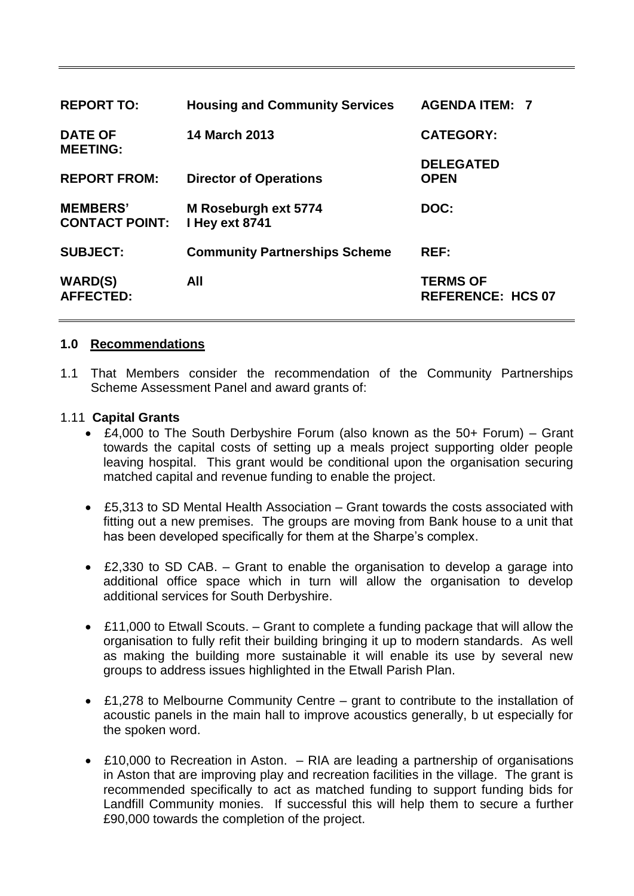| | | |
|---|---|---|
| **REPORT TO:** | **Housing and Community Services** | **AGENDA ITEM: 7** |
| **DATE OF MEETING:** | **14 March 2013** | **CATEGORY:** |
| **REPORT FROM:** | **Director of Operations** | **DELEGATED OPEN** |
| **MEMBERS' CONTACT POINT:** | **M Roseburgh ext 5774 I Hey ext 8741** | **DOC:** |
| **SUBJECT:** | **Community Partnerships Scheme** | **REF:** |
| **WARD(S) AFFECTED:** | **All** | **TERMS OF REFERENCE: HCS 07** |

## 1.0 Recommendations

1.1 That Members consider the recommendation of the Community Partnerships Scheme Assessment Panel and award grants of:

### 1.11 Capital Grants

- £4,000 to The South Derbyshire Forum (also known as the 50+ Forum) – Grant towards the capital costs of setting up a meals project supporting older people leaving hospital. This grant would be conditional upon the organisation securing matched capital and revenue funding to enable the project.

- £5,313 to SD Mental Health Association – Grant towards the costs associated with fitting out a new premises. The groups are moving from Bank house to a unit that has been developed specifically for them at the Sharpe's complex.

- £2,330 to SD CAB. – Grant to enable the organisation to develop a garage into additional office space which in turn will allow the organisation to develop additional services for South Derbyshire.

- £11,000 to Etwall Scouts. – Grant to complete a funding package that will allow the organisation to fully refit their building bringing it up to modern standards. As well as making the building more sustainable it will enable its use by several new groups to address issues highlighted in the Etwall Parish Plan.

- £1,278 to Melbourne Community Centre – grant to contribute to the installation of acoustic panels in the main hall to improve acoustics generally, b ut especially for the spoken word.

- £10,000 to Recreation in Aston. – RIA are leading a partnership of organisations in Aston that are improving play and recreation facilities in the village. The grant is recommended specifically to act as matched funding to support funding bids for Landfill Community monies. If successful this will help them to secure a further £90,000 towards the completion of the project.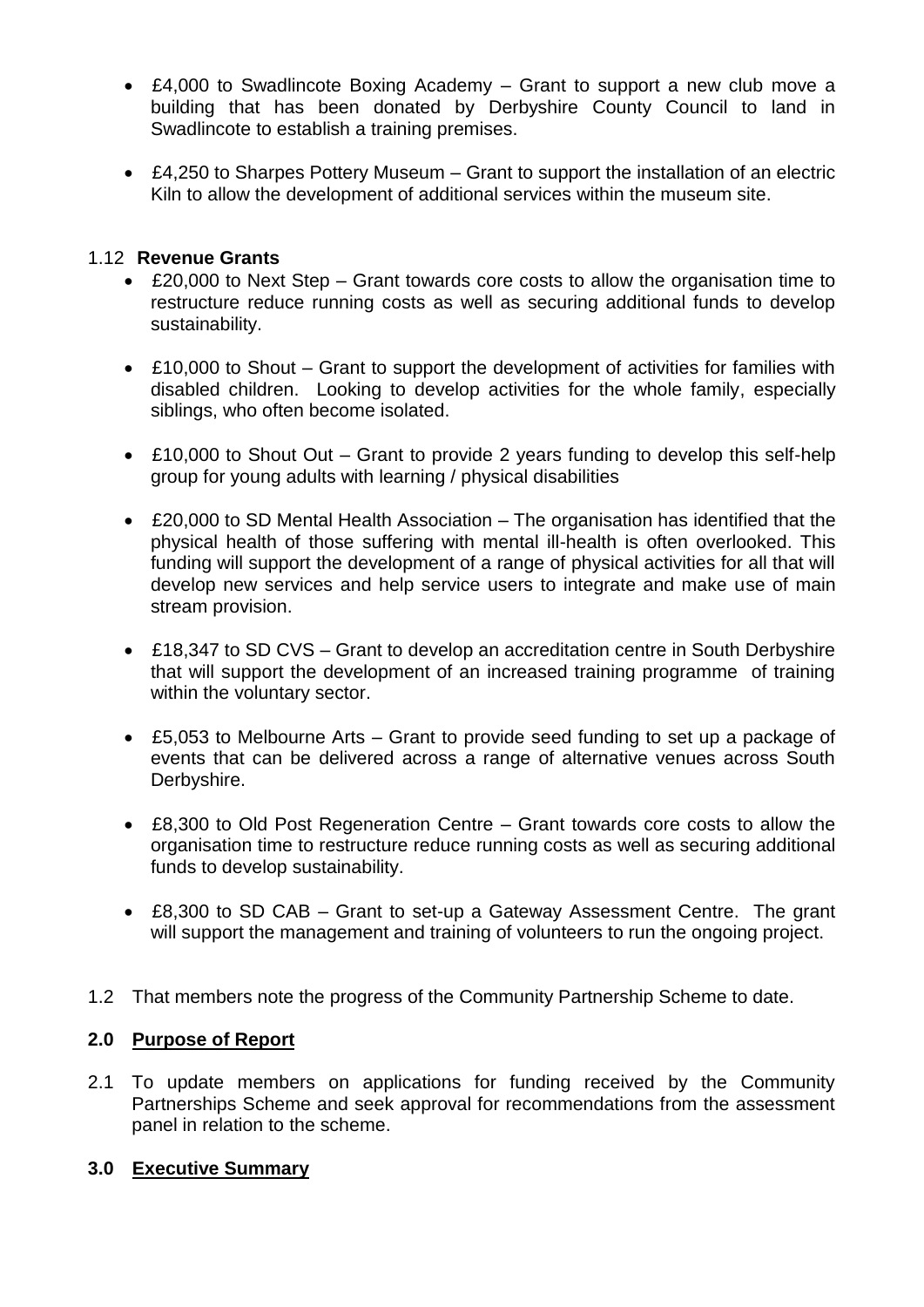- £4,000 to Swadlincote Boxing Academy – Grant to support a new club move a building that has been donated by Derbyshire County Council to land in Swadlincote to establish a training premises.

- £4,250 to Sharpes Pottery Museum – Grant to support the installation of an electric Kiln to allow the development of additional services within the museum site.

1.12 **Revenue Grants**

- £20,000 to Next Step – Grant towards core costs to allow the organisation time to restructure reduce running costs as well as securing additional funds to develop sustainability.

- £10,000 to Shout – Grant to support the development of activities for families with disabled children. Looking to develop activities for the whole family, especially siblings, who often become isolated.

- £10,000 to Shout Out – Grant to provide 2 years funding to develop this self-help group for young adults with learning / physical disabilities

- £20,000 to SD Mental Health Association – The organisation has identified that the physical health of those suffering with mental ill-health is often overlooked. This funding will support the development of a range of physical activities for all that will develop new services and help service users to integrate and make use of main stream provision.

- £18,347 to SD CVS – Grant to develop an accreditation centre in South Derbyshire that will support the development of an increased training programme of training within the voluntary sector.

- £5,053 to Melbourne Arts – Grant to provide seed funding to set up a package of events that can be delivered across a range of alternative venues across South Derbyshire.

- £8,300 to Old Post Regeneration Centre – Grant towards core costs to allow the organisation time to restructure reduce running costs as well as securing additional funds to develop sustainability.

- £8,300 to SD CAB – Grant to set-up a Gateway Assessment Centre. The grant will support the management and training of volunteers to run the ongoing project.

1.2 That members note the progress of the Community Partnership Scheme to date.

## 2.0 Purpose of Report

2.1 To update members on applications for funding received by the Community Partnerships Scheme and seek approval for recommendations from the assessment panel in relation to the scheme.

## 3.0 Executive Summary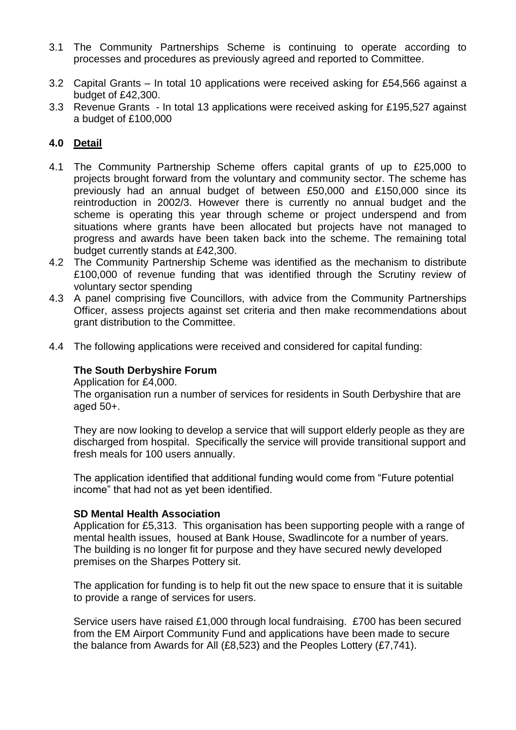3.1 The Community Partnerships Scheme is continuing to operate according to processes and procedures as previously agreed and reported to Committee.

3.2 Capital Grants – In total 10 applications were received asking for £54,566 against a budget of £42,300.

3.3 Revenue Grants - In total 13 applications were received asking for £195,527 against a budget of £100,000

## 4.0 Detail

4.1 The Community Partnership Scheme offers capital grants of up to £25,000 to projects brought forward from the voluntary and community sector. The scheme has previously had an annual budget of between £50,000 and £150,000 since its reintroduction in 2002/3. However there is currently no annual budget and the scheme is operating this year through scheme or project underspend and from situations where grants have been allocated but projects have not managed to progress and awards have been taken back into the scheme. The remaining total budget currently stands at £42,300.

4.2 The Community Partnership Scheme was identified as the mechanism to distribute £100,000 of revenue funding that was identified through the Scrutiny review of voluntary sector spending

4.3 A panel comprising five Councillors, with advice from the Community Partnerships Officer, assess projects against set criteria and then make recommendations about grant distribution to the Committee.

4.4 The following applications were received and considered for capital funding:

**The South Derbyshire Forum**

Application for £4,000.

The organisation run a number of services for residents in South Derbyshire that are aged 50+.

They are now looking to develop a service that will support elderly people as they are discharged from hospital. Specifically the service will provide transitional support and fresh meals for 100 users annually.

The application identified that additional funding would come from "Future potential income" that had not as yet been identified.

**SD Mental Health Association**

Application for £5,313. This organisation has been supporting people with a range of mental health issues, housed at Bank House, Swadlincote for a number of years. The building is no longer fit for purpose and they have secured newly developed premises on the Sharpes Pottery sit.

The application for funding is to help fit out the new space to ensure that it is suitable to provide a range of services for users.

Service users have raised £1,000 through local fundraising. £700 has been secured from the EM Airport Community Fund and applications have been made to secure the balance from Awards for All (£8,523) and the Peoples Lottery (£7,741).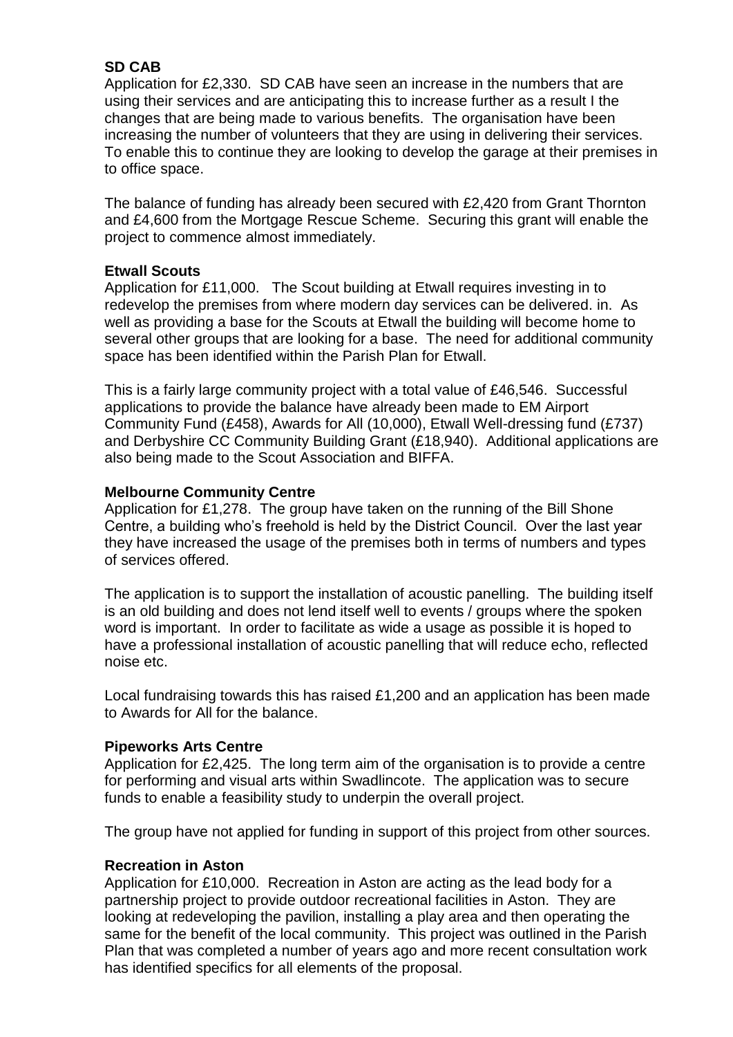**SD CAB**
Application for £2,330. SD CAB have seen an increase in the numbers that are using their services and are anticipating this to increase further as a result I the changes that are being made to various benefits. The organisation have been increasing the number of volunteers that they are using in delivering their services. To enable this to continue they are looking to develop the garage at their premises in to office space.

The balance of funding has already been secured with £2,420 from Grant Thornton and £4,600 from the Mortgage Rescue Scheme. Securing this grant will enable the project to commence almost immediately.

**Etwall Scouts**
Application for £11,000. The Scout building at Etwall requires investing in to redevelop the premises from where modern day services can be delivered. in. As well as providing a base for the Scouts at Etwall the building will become home to several other groups that are looking for a base. The need for additional community space has been identified within the Parish Plan for Etwall.

This is a fairly large community project with a total value of £46,546. Successful applications to provide the balance have already been made to EM Airport Community Fund (£458), Awards for All (10,000), Etwall Well-dressing fund (£737) and Derbyshire CC Community Building Grant (£18,940). Additional applications are also being made to the Scout Association and BIFFA.

**Melbourne Community Centre**
Application for £1,278. The group have taken on the running of the Bill Shone Centre, a building who's freehold is held by the District Council. Over the last year they have increased the usage of the premises both in terms of numbers and types of services offered.

The application is to support the installation of acoustic panelling. The building itself is an old building and does not lend itself well to events / groups where the spoken word is important. In order to facilitate as wide a usage as possible it is hoped to have a professional installation of acoustic panelling that will reduce echo, reflected noise etc.

Local fundraising towards this has raised £1,200 and an application has been made to Awards for All for the balance.

**Pipeworks Arts Centre**
Application for £2,425. The long term aim of the organisation is to provide a centre for performing and visual arts within Swadlincote. The application was to secure funds to enable a feasibility study to underpin the overall project.

The group have not applied for funding in support of this project from other sources.

**Recreation in Aston**
Application for £10,000. Recreation in Aston are acting as the lead body for a partnership project to provide outdoor recreational facilities in Aston. They are looking at redeveloping the pavilion, installing a play area and then operating the same for the benefit of the local community. This project was outlined in the Parish Plan that was completed a number of years ago and more recent consultation work has identified specifics for all elements of the proposal.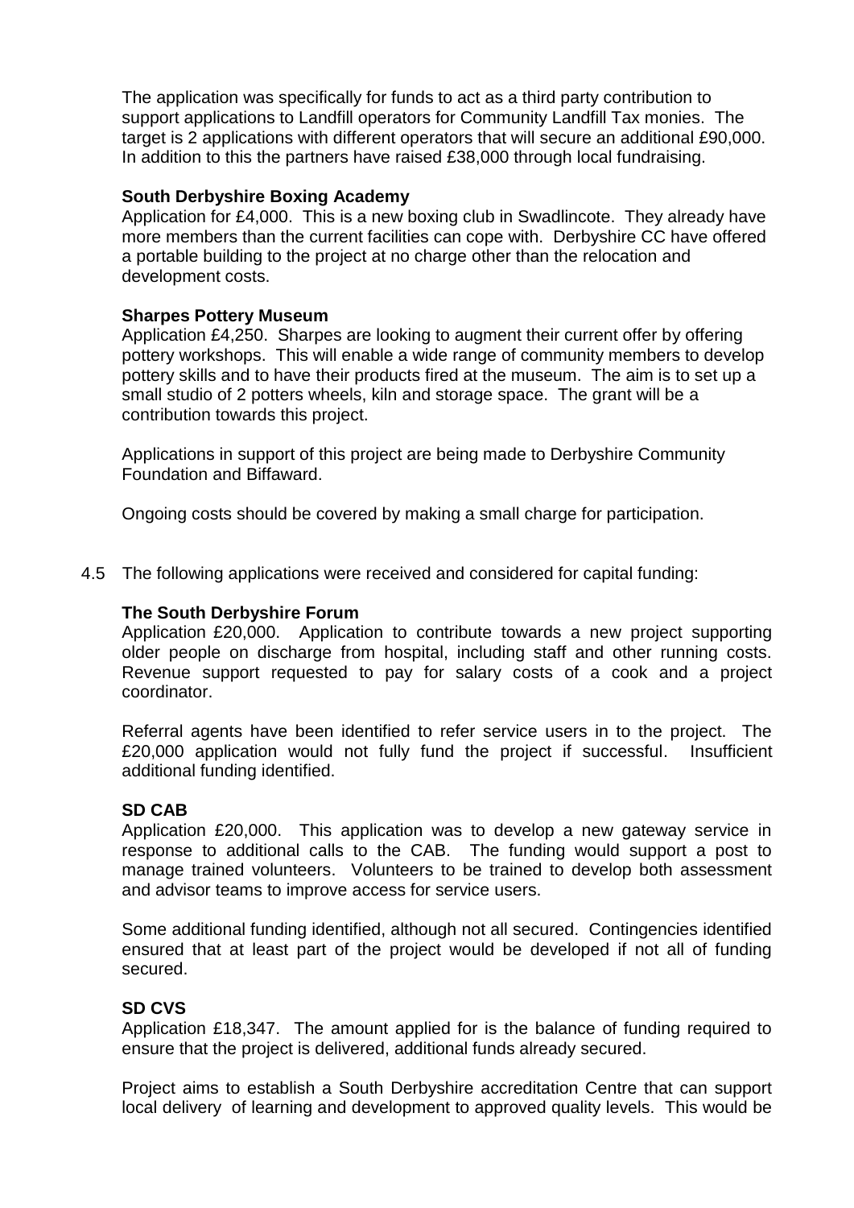The application was specifically for funds to act as a third party contribution to support applications to Landfill operators for Community Landfill Tax monies. The target is 2 applications with different operators that will secure an additional £90,000. In addition to this the partners have raised £38,000 through local fundraising.

**South Derbyshire Boxing Academy**
Application for £4,000. This is a new boxing club in Swadlincote. They already have more members than the current facilities can cope with. Derbyshire CC have offered a portable building to the project at no charge other than the relocation and development costs.

**Sharpes Pottery Museum**
Application £4,250. Sharpes are looking to augment their current offer by offering pottery workshops. This will enable a wide range of community members to develop pottery skills and to have their products fired at the museum. The aim is to set up a small studio of 2 potters wheels, kiln and storage space. The grant will be a contribution towards this project.

Applications in support of this project are being made to Derbyshire Community Foundation and Biffaward.

Ongoing costs should be covered by making a small charge for participation.

4.5 The following applications were received and considered for capital funding:

**The South Derbyshire Forum**
Application £20,000. Application to contribute towards a new project supporting older people on discharge from hospital, including staff and other running costs. Revenue support requested to pay for salary costs of a cook and a project coordinator.

Referral agents have been identified to refer service users in to the project. The £20,000 application would not fully fund the project if successful. Insufficient additional funding identified.

**SD CAB**
Application £20,000. This application was to develop a new gateway service in response to additional calls to the CAB. The funding would support a post to manage trained volunteers. Volunteers to be trained to develop both assessment and advisor teams to improve access for service users.

Some additional funding identified, although not all secured. Contingencies identified ensured that at least part of the project would be developed if not all of funding secured.

**SD CVS**
Application £18,347. The amount applied for is the balance of funding required to ensure that the project is delivered, additional funds already secured.

Project aims to establish a South Derbyshire accreditation Centre that can support local delivery of learning and development to approved quality levels. This would be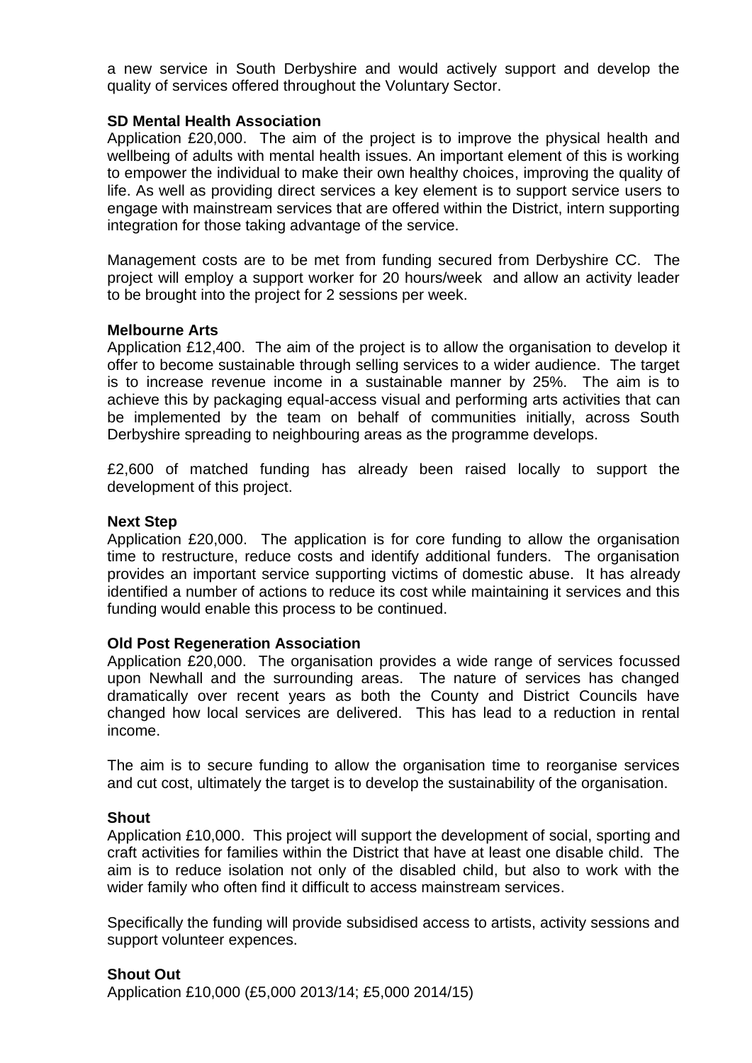a new service in South Derbyshire and would actively support and develop the quality of services offered throughout the Voluntary Sector.

**SD Mental Health Association**
Application £20,000. The aim of the project is to improve the physical health and wellbeing of adults with mental health issues. An important element of this is working to empower the individual to make their own healthy choices, improving the quality of life. As well as providing direct services a key element is to support service users to engage with mainstream services that are offered within the District, intern supporting integration for those taking advantage of the service.

Management costs are to be met from funding secured from Derbyshire CC. The project will employ a support worker for 20 hours/week and allow an activity leader to be brought into the project for 2 sessions per week.

**Melbourne Arts**
Application £12,400. The aim of the project is to allow the organisation to develop it offer to become sustainable through selling services to a wider audience. The target is to increase revenue income in a sustainable manner by 25%. The aim is to achieve this by packaging equal-access visual and performing arts activities that can be implemented by the team on behalf of communities initially, across South Derbyshire spreading to neighbouring areas as the programme develops.

£2,600 of matched funding has already been raised locally to support the development of this project.

**Next Step**
Application £20,000. The application is for core funding to allow the organisation time to restructure, reduce costs and identify additional funders. The organisation provides an important service supporting victims of domestic abuse. It has already identified a number of actions to reduce its cost while maintaining it services and this funding would enable this process to be continued.

**Old Post Regeneration Association**
Application £20,000. The organisation provides a wide range of services focussed upon Newhall and the surrounding areas. The nature of services has changed dramatically over recent years as both the County and District Councils have changed how local services are delivered. This has lead to a reduction in rental income.

The aim is to secure funding to allow the organisation time to reorganise services and cut cost, ultimately the target is to develop the sustainability of the organisation.

**Shout**
Application £10,000. This project will support the development of social, sporting and craft activities for families within the District that have at least one disable child. The aim is to reduce isolation not only of the disabled child, but also to work with the wider family who often find it difficult to access mainstream services.

Specifically the funding will provide subsidised access to artists, activity sessions and support volunteer expences.

**Shout Out**
Application £10,000 (£5,000 2013/14; £5,000 2014/15)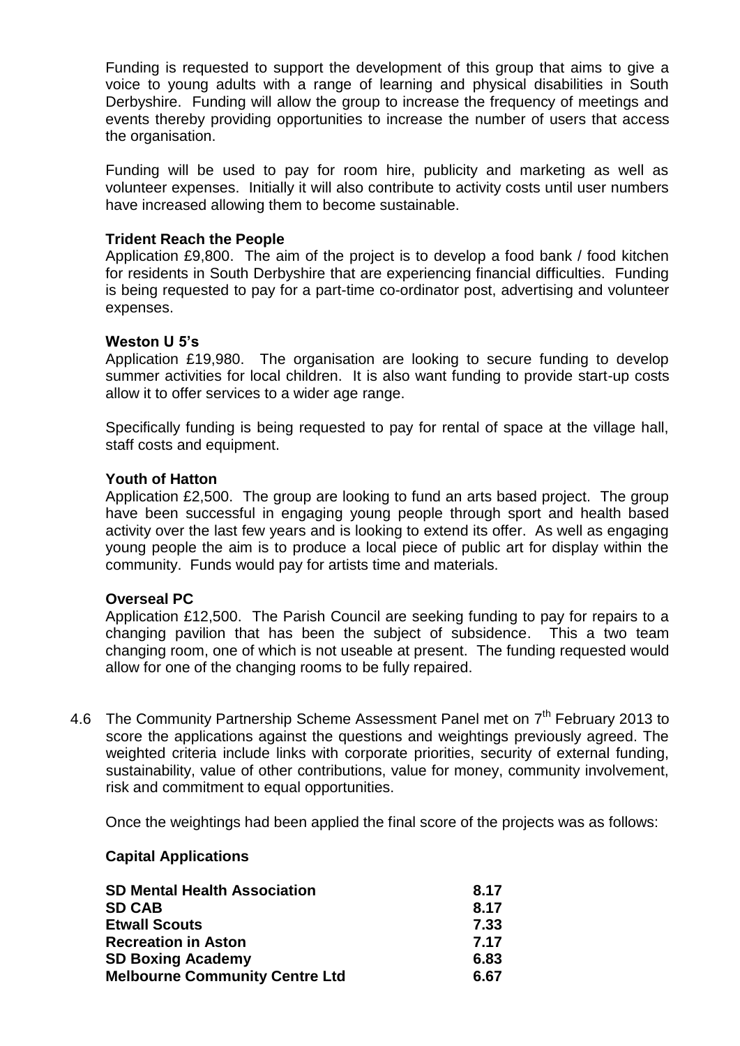Funding is requested to support the development of this group that aims to give a voice to young adults with a range of learning and physical disabilities in South Derbyshire. Funding will allow the group to increase the frequency of meetings and events thereby providing opportunities to increase the number of users that access the organisation.

Funding will be used to pay for room hire, publicity and marketing as well as volunteer expenses. Initially it will also contribute to activity costs until user numbers have increased allowing them to become sustainable.

**Trident Reach the People**
Application £9,800. The aim of the project is to develop a food bank / food kitchen for residents in South Derbyshire that are experiencing financial difficulties. Funding is being requested to pay for a part-time co-ordinator post, advertising and volunteer expenses.

**Weston U 5's**
Application £19,980. The organisation are looking to secure funding to develop summer activities for local children. It is also want funding to provide start-up costs allow it to offer services to a wider age range.

Specifically funding is being requested to pay for rental of space at the village hall, staff costs and equipment.

**Youth of Hatton**
Application £2,500. The group are looking to fund an arts based project. The group have been successful in engaging young people through sport and health based activity over the last few years and is looking to extend its offer. As well as engaging young people the aim is to produce a local piece of public art for display within the community. Funds would pay for artists time and materials.

**Overseal PC**
Application £12,500. The Parish Council are seeking funding to pay for repairs to a changing pavilion that has been the subject of subsidence. This a two team changing room, one of which is not useable at present. The funding requested would allow for one of the changing rooms to be fully repaired.

4.6 The Community Partnership Scheme Assessment Panel met on 7th February 2013 to score the applications against the questions and weightings previously agreed. The weighted criteria include links with corporate priorities, security of external funding, sustainability, value of other contributions, value for money, community involvement, risk and commitment to equal opportunities.

Once the weightings had been applied the final score of the projects was as follows:

**Capital Applications**

| | |
|---|---|
| **SD Mental Health Association** | **8.17** |
| **SD CAB** | **8.17** |
| **Etwall Scouts** | **7.33** |
| **Recreation in Aston** | **7.17** |
| **SD Boxing Academy** | **6.83** |
| **Melbourne Community Centre Ltd** | **6.67** |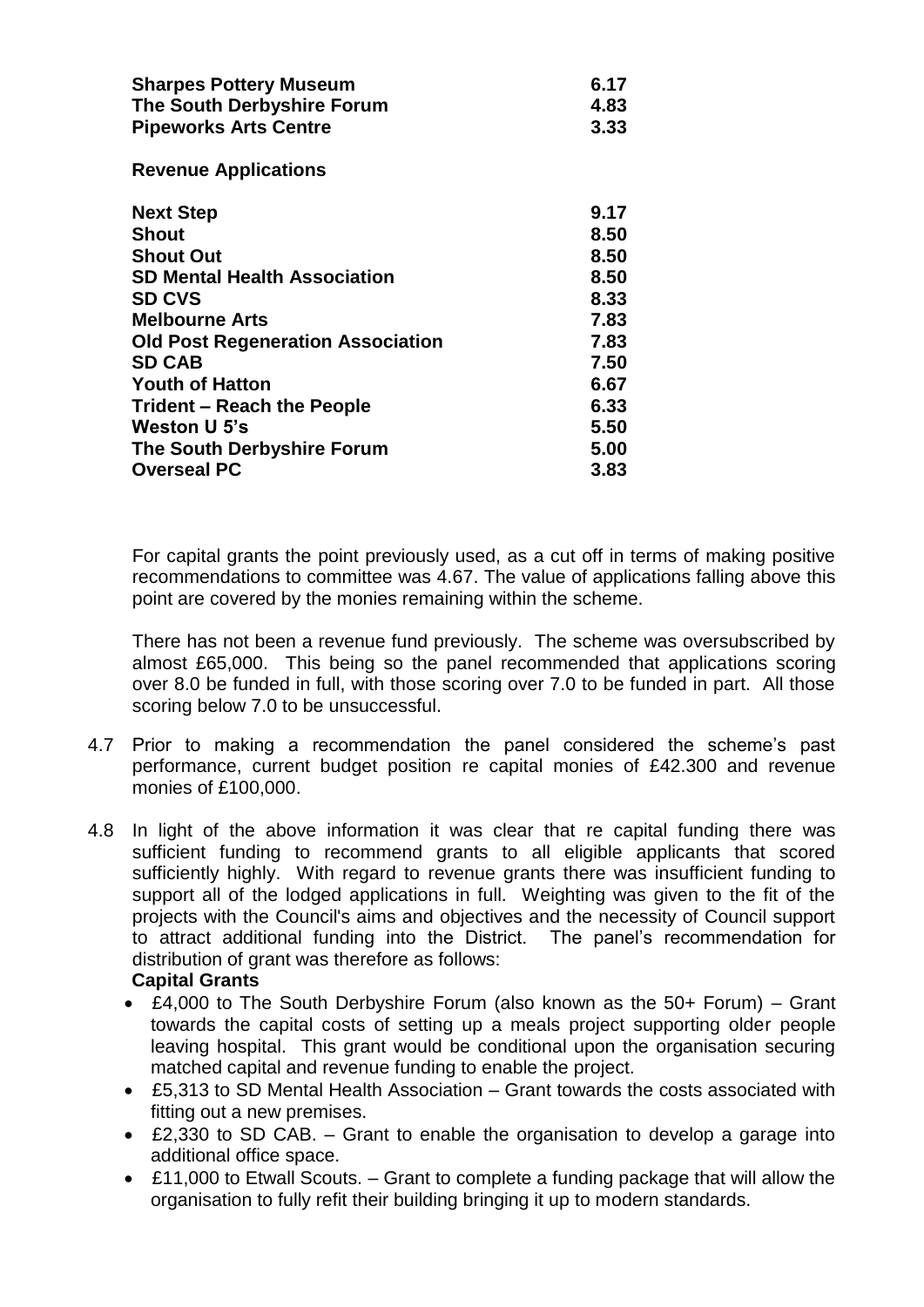| | |
|---|---|
| **Sharpes Pottery Museum** | **6.17** |
| **The South Derbyshire Forum** | **4.83** |
| **Pipeworks Arts Centre** | **3.33** |

**Revenue Applications**

| | |
|---|---|
| **Next Step** | **9.17** |
| **Shout** | **8.50** |
| **Shout Out** | **8.50** |
| **SD Mental Health Association** | **8.50** |
| **SD CVS** | **8.33** |
| **Melbourne Arts** | **7.83** |
| **Old Post Regeneration Association** | **7.83** |
| **SD CAB** | **7.50** |
| **Youth of Hatton** | **6.67** |
| **Trident – Reach the People** | **6.33** |
| **Weston U 5's** | **5.50** |
| **The South Derbyshire Forum** | **5.00** |
| **Overseal PC** | **3.83** |

For capital grants the point previously used, as a cut off in terms of making positive recommendations to committee was 4.67. The value of applications falling above this point are covered by the monies remaining within the scheme.

There has not been a revenue fund previously. The scheme was oversubscribed by almost £65,000. This being so the panel recommended that applications scoring over 8.0 be funded in full, with those scoring over 7.0 to be funded in part. All those scoring below 7.0 to be unsuccessful.

4.7 Prior to making a recommendation the panel considered the scheme's past performance, current budget position re capital monies of £42.300 and revenue monies of £100,000.

4.8 In light of the above information it was clear that re capital funding there was sufficient funding to recommend grants to all eligible applicants that scored sufficiently highly. With regard to revenue grants there was insufficient funding to support all of the lodged applications in full. Weighting was given to the fit of the projects with the Council's aims and objectives and the necessity of Council support to attract additional funding into the District. The panel's recommendation for distribution of grant was therefore as follows:

**Capital Grants**

- £4,000 to The South Derbyshire Forum (also known as the 50+ Forum) – Grant towards the capital costs of setting up a meals project supporting older people leaving hospital. This grant would be conditional upon the organisation securing matched capital and revenue funding to enable the project.
- £5,313 to SD Mental Health Association – Grant towards the costs associated with fitting out a new premises.
- £2,330 to SD CAB. – Grant to enable the organisation to develop a garage into additional office space.
- £11,000 to Etwall Scouts. – Grant to complete a funding package that will allow the organisation to fully refit their building bringing it up to modern standards.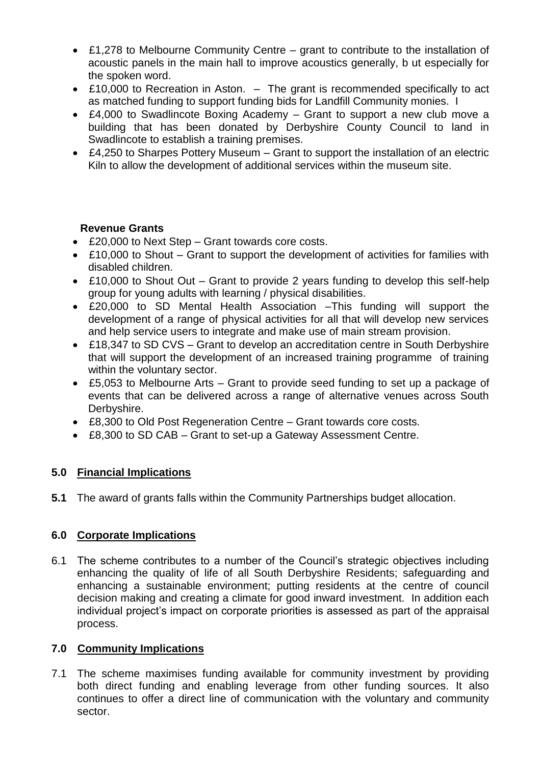- £1,278 to Melbourne Community Centre – grant to contribute to the installation of acoustic panels in the main hall to improve acoustics generally, b ut especially for the spoken word.
- £10,000 to Recreation in Aston. – The grant is recommended specifically to act as matched funding to support funding bids for Landfill Community monies. I
- £4,000 to Swadlincote Boxing Academy – Grant to support a new club move a building that has been donated by Derbyshire County Council to land in Swadlincote to establish a training premises.
- £4,250 to Sharpes Pottery Museum – Grant to support the installation of an electric Kiln to allow the development of additional services within the museum site.

**Revenue Grants**

- £20,000 to Next Step – Grant towards core costs.
- £10,000 to Shout – Grant to support the development of activities for families with disabled children.
- £10,000 to Shout Out – Grant to provide 2 years funding to develop this self-help group for young adults with learning / physical disabilities.
- £20,000 to SD Mental Health Association –This funding will support the development of a range of physical activities for all that will develop new services and help service users to integrate and make use of main stream provision.
- £18,347 to SD CVS – Grant to develop an accreditation centre in South Derbyshire that will support the development of an increased training programme of training within the voluntary sector.
- £5,053 to Melbourne Arts – Grant to provide seed funding to set up a package of events that can be delivered across a range of alternative venues across South Derbyshire.
- £8,300 to Old Post Regeneration Centre – Grant towards core costs.
- £8,300 to SD CAB – Grant to set-up a Gateway Assessment Centre.

## 5.0 Financial Implications

**5.1** The award of grants falls within the Community Partnerships budget allocation.

## 6.0 Corporate Implications

6.1 The scheme contributes to a number of the Council's strategic objectives including enhancing the quality of life of all South Derbyshire Residents; safeguarding and enhancing a sustainable environment; putting residents at the centre of council decision making and creating a climate for good inward investment. In addition each individual project's impact on corporate priorities is assessed as part of the appraisal process.

## 7.0 Community Implications

7.1 The scheme maximises funding available for community investment by providing both direct funding and enabling leverage from other funding sources. It also continues to offer a direct line of communication with the voluntary and community sector.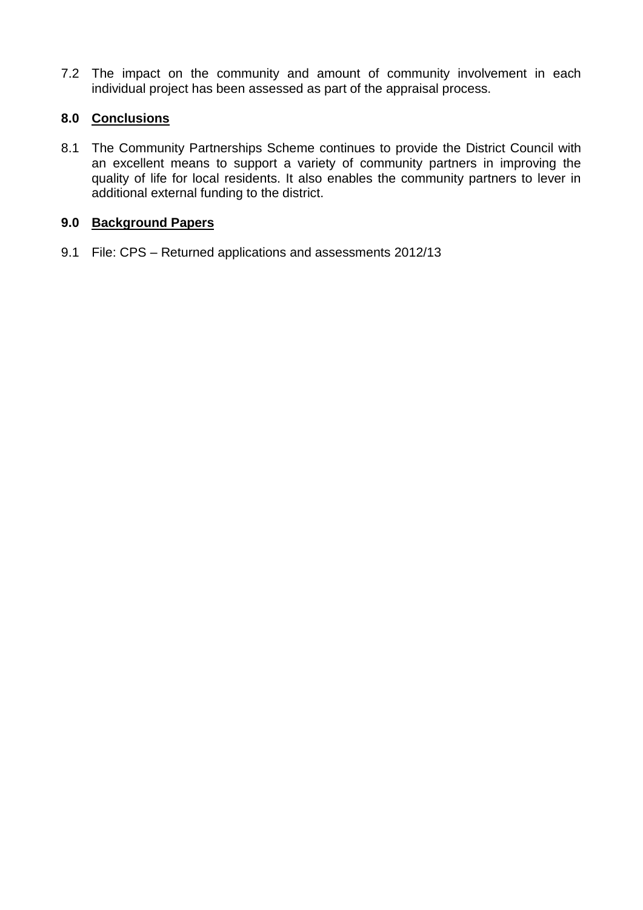7.2 The impact on the community and amount of community involvement in each individual project has been assessed as part of the appraisal process.

## 8.0 Conclusions

8.1 The Community Partnerships Scheme continues to provide the District Council with an excellent means to support a variety of community partners in improving the quality of life for local residents. It also enables the community partners to lever in additional external funding to the district.

## 9.0 Background Papers

9.1 File: CPS – Returned applications and assessments 2012/13